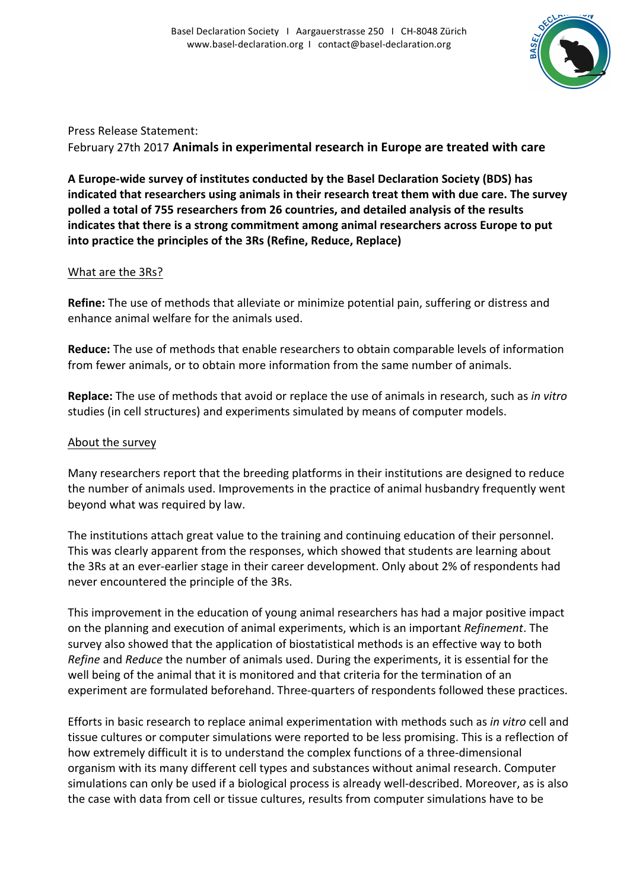Basel Declaration Society I Aargauerstrasse 250 I CH-8048 Zürich
www.basel-declaration.org I contact@basel-declaration.org

Press Release Statement:
February 27th 2017 **Animals in experimental research in Europe are treated with care**

**A Europe-wide survey of institutes conducted by the Basel Declaration Society (BDS) has indicated that researchers using animals in their research treat them with due care. The survey polled a total of 755 researchers from 26 countries, and detailed analysis of the results indicates that there is a strong commitment among animal researchers across Europe to put into practice the principles of the 3Rs (Refine, Reduce, Replace)**

## What are the 3Rs?

**Refine:** The use of methods that alleviate or minimize potential pain, suffering or distress and enhance animal welfare for the animals used.

**Reduce:** The use of methods that enable researchers to obtain comparable levels of information from fewer animals, or to obtain more information from the same number of animals.

**Replace:** The use of methods that avoid or replace the use of animals in research, such as *in vitro* studies (in cell structures) and experiments simulated by means of computer models.

## About the survey

Many researchers report that the breeding platforms in their institutions are designed to reduce the number of animals used. Improvements in the practice of animal husbandry frequently went beyond what was required by law.

The institutions attach great value to the training and continuing education of their personnel. This was clearly apparent from the responses, which showed that students are learning about the 3Rs at an ever-earlier stage in their career development. Only about 2% of respondents had never encountered the principle of the 3Rs.

This improvement in the education of young animal researchers has had a major positive impact on the planning and execution of animal experiments, which is an important *Refinement*. The survey also showed that the application of biostatistical methods is an effective way to both *Refine* and *Reduce* the number of animals used. During the experiments, it is essential for the well being of the animal that it is monitored and that criteria for the termination of an experiment are formulated beforehand. Three-quarters of respondents followed these practices.

Efforts in basic research to replace animal experimentation with methods such as *in vitro* cell and tissue cultures or computer simulations were reported to be less promising. This is a reflection of how extremely difficult it is to understand the complex functions of a three-dimensional organism with its many different cell types and substances without animal research. Computer simulations can only be used if a biological process is already well-described. Moreover, as is also the case with data from cell or tissue cultures, results from computer simulations have to be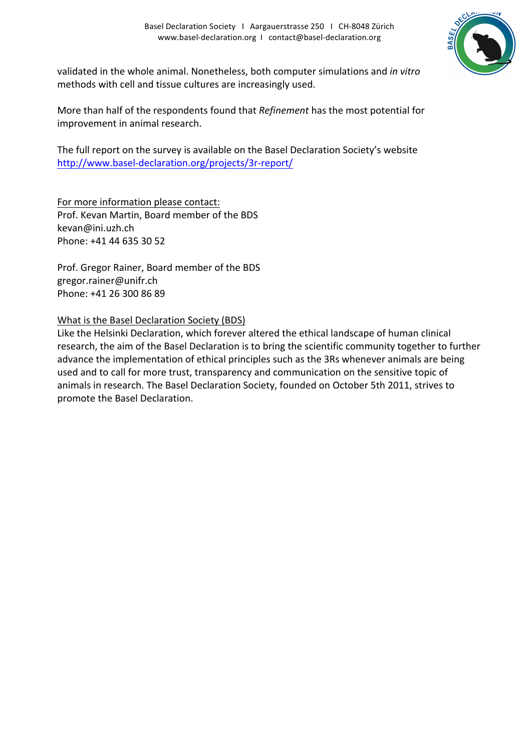validated in the whole animal. Nonetheless, both computer simulations and *in vitro* methods with cell and tissue cultures are increasingly used.

More than half of the respondents found that *Refinement* has the most potential for improvement in animal research.

The full report on the survey is available on the Basel Declaration Society's website [http://www.basel-declaration.org/projects/3r-report/](http://www.basel-declaration.org/projects/3r-report/)

For more information please contact:
Prof. Kevan Martin, Board member of the BDS
kevan@ini.uzh.ch
Phone: +41 44 635 30 52

Prof. Gregor Rainer, Board member of the BDS
gregor.rainer@unifr.ch
Phone: +41 26 300 86 89

What is the Basel Declaration Society (BDS)

Like the Helsinki Declaration, which forever altered the ethical landscape of human clinical research, the aim of the Basel Declaration is to bring the scientific community together to further advance the implementation of ethical principles such as the 3Rs whenever animals are being used and to call for more trust, transparency and communication on the sensitive topic of animals in research. The Basel Declaration Society, founded on October 5th 2011, strives to promote the Basel Declaration.